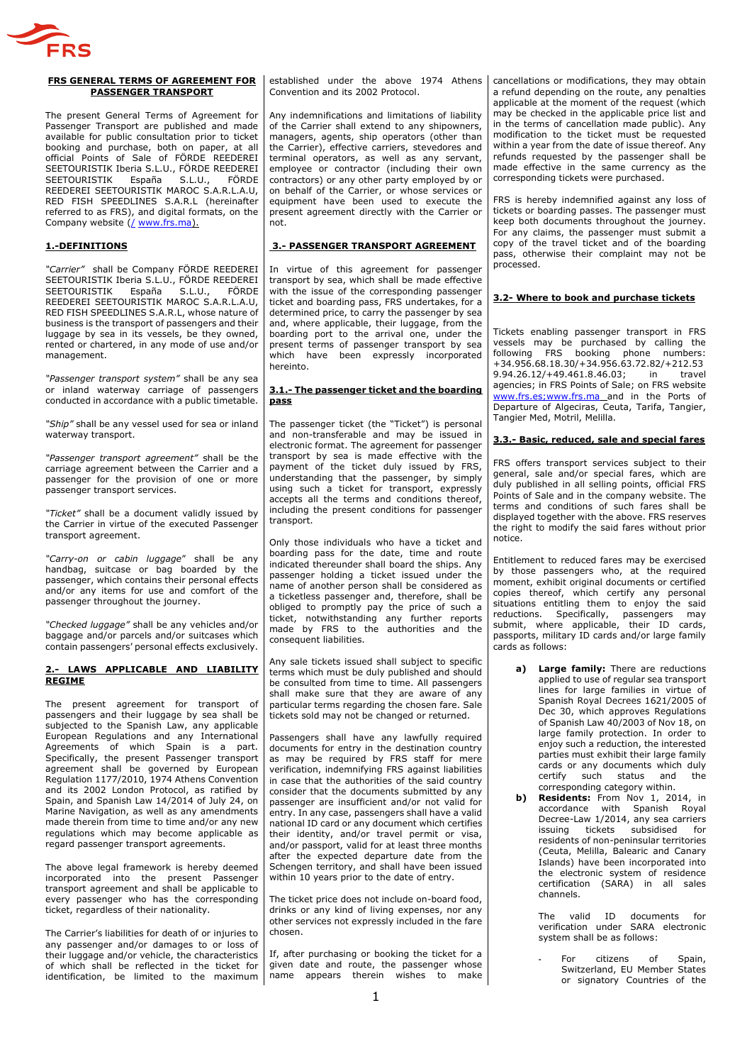# FRS GENERAL TERMS OF AGREEMENT FOR PASSENGER TRANSPORT

The present General Terms of Agreement for Passenger Transport are published and made available for public consultation prior to ticket booking and purchase, both on paper, at all official Points of Sale of FÖRDE REEDEREI SEETOURISTIK Iberia S.L.U., FÖRDE REEDEREI SEETOURISTIK España S.L.U., FÖRDE REEDEREI SEETOURISTIK MAROC S.A.R.L.A.U, RED FISH SPEEDLINES S.A.R.L (hereinafter referred to as FRS), and digital formats, on the Company website (/ www.frs.ma).

## 1.-DEFINITIONS

*"Carrier"* shall be Company FÖRDE REEDEREI SEETOURISTIK Iberia S.L.U., FÖRDE REEDEREI SEETOURISTIK España S.L.U., FÖRDE REEDEREI SEETOURISTIK MAROC S.A.R.L.A.U, RED FISH SPEEDLINES S.A.R.L, whose nature of business is the transport of passengers and their luggage by sea in its vessels, be they owned, rented or chartered, in any mode of use and/or management.

*"Passenger transport system"* shall be any sea or inland waterway carriage of passengers conducted in accordance with a public timetable.

*"Ship"* shall be any vessel used for sea or inland waterway transport.

*"Passenger transport agreement"* shall be the carriage agreement between the Carrier and a passenger for the provision of one or more passenger transport services.

*"Ticket"* shall be a document validly issued by the Carrier in virtue of the executed Passenger transport agreement.

*"Carry-on or cabin luggage"* shall be any handbag, suitcase or bag boarded by the passenger, which contains their personal effects and/or any items for use and comfort of the passenger throughout the journey.

*"Checked luggage"* shall be any vehicles and/or baggage and/or parcels and/or suitcases which contain passengers' personal effects exclusively.

## 2.- LAWS APPLICABLE AND LIABILITY REGIME

The present agreement for transport of passengers and their luggage by sea shall be subjected to the Spanish Law, any applicable European Regulations and any International Agreements of which Spain is a part. Specifically, the present Passenger transport agreement shall be governed by European Regulation 1177/2010, 1974 Athens Convention and its 2002 London Protocol, as ratified by Spain, and Spanish Law 14/2014 of July 24, on Marine Navigation, as well as any amendments made therein from time to time and/or any new regulations which may become applicable as regard passenger transport agreements.

The above legal framework is hereby deemed incorporated into the present Passenger transport agreement and shall be applicable to every passenger who has the corresponding ticket, regardless of their nationality.

The Carrier's liabilities for death of or injuries to any passenger and/or damages to or loss of their luggage and/or vehicle, the characteristics of which shall be reflected in the ticket for identification, be limited to the maximum established under the above 1974 Athens Convention and its 2002 Protocol.

Any indemnifications and limitations of liability of the Carrier shall extend to any shipowners, managers, agents, ship operators (other than the Carrier), effective carriers, stevedores and terminal operators, as well as any servant, employee or contractor (including their own contractors) or any other party employed by or on behalf of the Carrier, or whose services or equipment have been used to execute the present agreement directly with the Carrier or not.

## 3.- PASSENGER TRANSPORT AGREEMENT

In virtue of this agreement for passenger transport by sea, which shall be made effective with the issue of the corresponding passenger ticket and boarding pass, FRS undertakes, for a determined price, to carry the passenger by sea and, where applicable, their luggage, from the boarding port to the arrival one, under the present terms of passenger transport by sea which have been expressly incorporated hereinto.

### 3.1.- The passenger ticket and the boarding pass

The passenger ticket (the "Ticket") is personal and non-transferable and may be issued in electronic format. The agreement for passenger transport by sea is made effective with the payment of the ticket duly issued by FRS, understanding that the passenger, by simply using such a ticket for transport, expressly accepts all the terms and conditions thereof, including the present conditions for passenger transport.

Only those individuals who have a ticket and boarding pass for the date, time and route indicated thereunder shall board the ships. Any passenger holding a ticket issued under the name of another person shall be considered as a ticketless passenger and, therefore, shall be obliged to promptly pay the price of such a ticket, notwithstanding any further reports made by FRS to the authorities and the consequent liabilities.

Any sale tickets issued shall subject to specific terms which must be duly published and should be consulted from time to time. All passengers shall make sure that they are aware of any particular terms regarding the chosen fare. Sale tickets sold may not be changed or returned.

Passengers shall have any lawfully required documents for entry in the destination country as may be required by FRS staff for mere verification, indemnifying FRS against liabilities in case that the authorities of the said country consider that the documents submitted by any passenger are insufficient and/or not valid for entry. In any case, passengers shall have a valid national ID card or any document which certifies their identity, and/or travel permit or visa, and/or passport, valid for at least three months after the expected departure date from the Schengen territory, and shall have been issued within 10 years prior to the date of entry.

The ticket price does not include on-board food, drinks or any kind of living expenses, nor any other services not expressly included in the fare chosen.

If, after purchasing or booking the ticket for a given date and route, the passenger whose name appears therein wishes to make cancellations or modifications, they may obtain a refund depending on the route, any penalties applicable at the moment of the request (which may be checked in the applicable price list and in the terms of cancellation made public). Any modification to the ticket must be requested within a year from the date of issue thereof. Any refunds requested by the passenger shall be made effective in the same currency as the corresponding tickets were purchased.

FRS is hereby indemnified against any loss of tickets or boarding passes. The passenger must keep both documents throughout the journey. For any claims, the passenger must submit a copy of the travel ticket and of the boarding pass, otherwise their complaint may not be processed.

### 3.2- Where to book and purchase tickets

Tickets enabling passenger transport in FRS vessels may be purchased by calling the following FRS booking phone numbers: +34.956.68.18.30/+34.956.63.72.82/+212.53 9.94.26.12/+49.461.8.46.03; in travel agencies; in FRS Points of Sale; on FRS website www.frs.es;www.frs.ma and in the Ports of Departure of Algeciras, Ceuta, Tarifa, Tangier, Tangier Med, Motril, Melilla.

### 3.3.- Basic, reduced, sale and special fares

FRS offers transport services subject to their general, sale and/or special fares, which are duly published in all selling points, official FRS Points of Sale and in the company website. The terms and conditions of such fares shall be displayed together with the above. FRS reserves the right to modify the said fares without prior notice.

Entitlement to reduced fares may be exercised by those passengers who, at the required moment, exhibit original documents or certified copies thereof, which certify any personal situations entitling them to enjoy the said reductions. Specifically, passengers may submit, where applicable, their ID cards, passports, military ID cards and/or large family cards as follows:

- **a) Large family:** There are reductions applied to use of regular sea transport lines for large families in virtue of Spanish Royal Decrees 1621/2005 of Dec 30, which approves Regulations of Spanish Law 40/2003 of Nov 18, on large family protection. In order to enjoy such a reduction, the interested parties must exhibit their large family cards or any documents which duly certify such status and the corresponding category within.
- **b) Residents:** From Nov 1, 2014, in accordance with Spanish Royal Decree-Law 1/2014, any sea carriers issuing tickets subsidised for residents of non-peninsular territories (Ceuta, Melilla, Balearic and Canary Islands) have been incorporated into the electronic system of residence certification (SARA) in all sales channels.

  The valid ID documents for verification under SARA electronic system shall be as follows:

  - For citizens of Spain, Switzerland, EU Member States or signatory Countries of the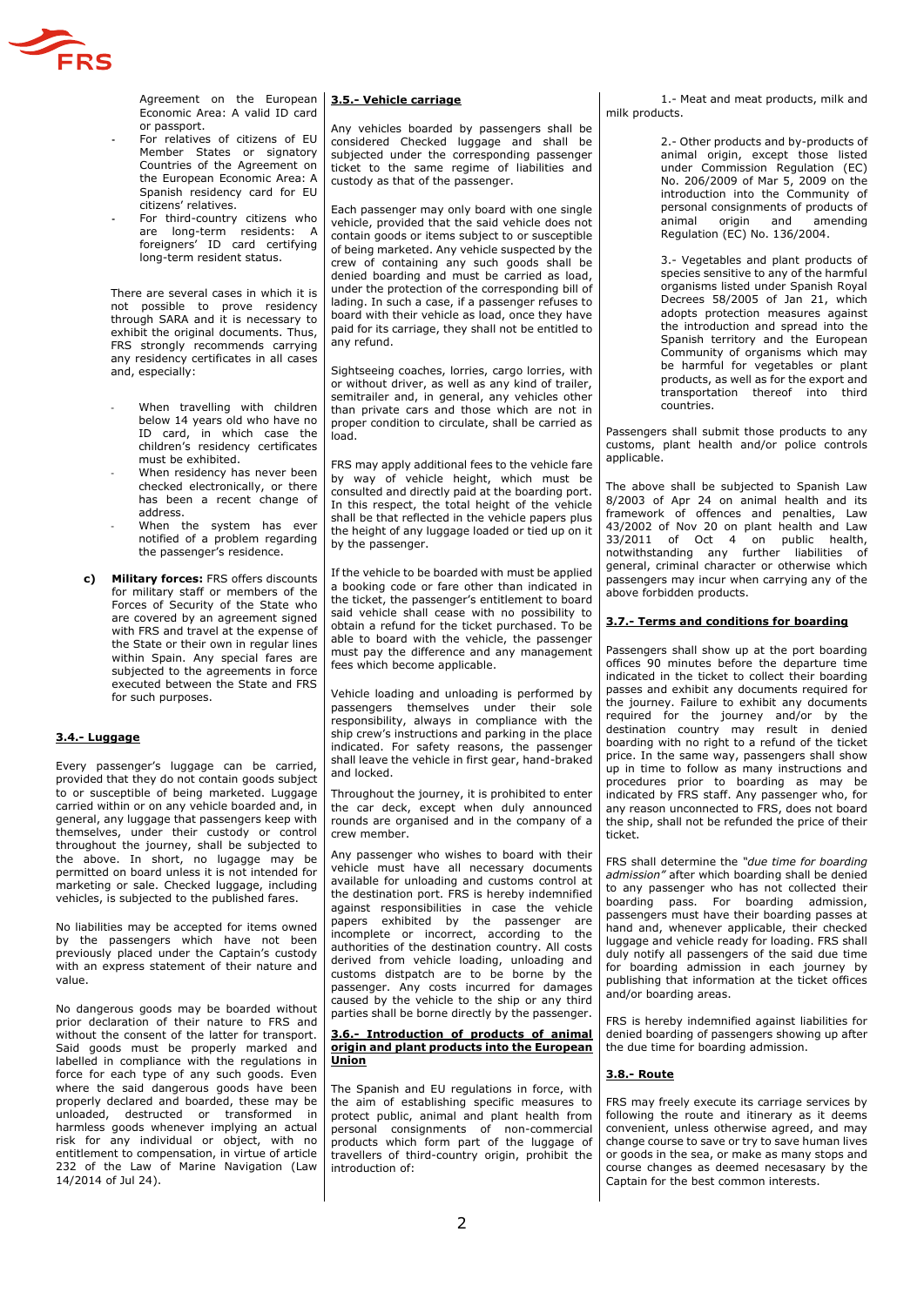Agreement on the European Economic Area: A valid ID card or passport.

- For relatives of citizens of EU Member States or signatory Countries of the Agreement on the European Economic Area: A Spanish residency card for EU citizens' relatives.
- For third-country citizens who are long-term residents: A foreigners' ID card certifying long-term resident status.

There are several cases in which it is not possible to prove residency through SARA and it is necessary to exhibit the original documents. Thus, FRS strongly recommends carrying any residency certificates in all cases and, especially:

- When travelling with children below 14 years old who have no ID card, in which case the children's residency certificates must be exhibited.
- When residency has never been checked electronically, or there has been a recent change of address.
- When the system has ever notified of a problem regarding the passenger's residence.

**c) Military forces:** FRS offers discounts for military staff or members of the Forces of Security of the State who are covered by an agreement signed with FRS and travel at the expense of the State or their own in regular lines within Spain. Any special fares are subjected to the agreements in force executed between the State and FRS for such purposes.

### 3.4.- Luggage

Every passenger's luggage can be carried, provided that they do not contain goods subject to or susceptible of being marketed. Luggage carried within or on any vehicle boarded and, in general, any luggage that passengers keep with themselves, under their custody or control throughout the journey, shall be subjected to the above. In short, no lugagge may be permitted on board unless it is not intended for marketing or sale. Checked luggage, including vehicles, is subjected to the published fares.

No liabilities may be accepted for items owned by the passengers which have not been previously placed under the Captain's custody with an express statement of their nature and value.

No dangerous goods may be boarded without prior declaration of their nature to FRS and without the consent of the latter for transport. Said goods must be properly marked and labelled in compliance with the regulations in force for each type of any such goods. Even where the said dangerous goods have been properly declared and boarded, these may be unloaded, destructed or transformed in harmless goods whenever implying an actual risk for any individual or object, with no entitlement to compensation, in virtue of article 232 of the Law of Marine Navigation (Law 14/2014 of Jul 24).

### 3.5.- Vehicle carriage

Any vehicles boarded by passengers shall be considered Checked luggage and shall be subjected under the corresponding passenger ticket to the same regime of liabilities and custody as that of the passenger.

Each passenger may only board with one single vehicle, provided that the said vehicle does not contain goods or items subject to or susceptible of being marketed. Any vehicle suspected by the crew of containing any such goods shall be denied boarding and must be carried as load, under the protection of the corresponding bill of lading. In such a case, if a passenger refuses to board with their vehicle as load, once they have paid for its carriage, they shall not be entitled to any refund.

Sightseeing coaches, lorries, cargo lorries, with or without driver, as well as any kind of trailer, semitrailer and, in general, any vehicles other than private cars and those which are not in proper condition to circulate, shall be carried as load.

FRS may apply additional fees to the vehicle fare by way of vehicle height, which must be consulted and directly paid at the boarding port. In this respect, the total height of the vehicle shall be that reflected in the vehicle papers plus the height of any luggage loaded or tied up on it by the passenger.

If the vehicle to be boarded with must be applied a booking code or fare other than indicated in the ticket, the passenger's entitlement to board said vehicle shall cease with no possibility to obtain a refund for the ticket purchased. To be able to board with the vehicle, the passenger must pay the difference and any management fees which become applicable.

Vehicle loading and unloading is performed by passengers themselves under their sole responsibility, always in compliance with the ship crew's instructions and parking in the place indicated. For safety reasons, the passenger shall leave the vehicle in first gear, hand-braked and locked.

Throughout the journey, it is prohibited to enter the car deck, except when duly announced rounds are organised and in the company of a crew member.

Any passenger who wishes to board with their vehicle must have all necessary documents available for unloading and customs control at the destination port. FRS is hereby indemnified against responsibilities in case the vehicle papers exhibited by the passenger are incomplete or incorrect, according to the authorities of the destination country. All costs derived from vehicle loading, unloading and customs distpatch are to be borne by the passenger. Any costs incurred for damages caused by the vehicle to the ship or any third parties shall be borne directly by the passenger.

### 3.6.- Introduction of products of animal origin and plant products into the European Union

The Spanish and EU regulations in force, with the aim of establishing specific measures to protect public, animal and plant health from personal consignments of non-commercial products which form part of the luggage of travellers of third-country origin, prohibit the introduction of:

1.- Meat and meat products, milk and milk products.

2.- Other products and by-products of animal origin, except those listed under Commission Regulation (EC) No. 206/2009 of Mar 5, 2009 on the introduction into the Community of personal consignments of products of animal origin and amending Regulation (EC) No. 136/2004.

3.- Vegetables and plant products of species sensitive to any of the harmful organisms listed under Spanish Royal Decrees 58/2005 of Jan 21, which adopts protection measures against the introduction and spread into the Spanish territory and the European Community of organisms which may be harmful for vegetables or plant products, as well as for the export and transportation thereof into third countries.

Passengers shall submit those products to any customs, plant health and/or police controls applicable.

The above shall be subjected to Spanish Law 8/2003 of Apr 24 on animal health and its framework of offences and penalties, Law 43/2002 of Nov 20 on plant health and Law 33/2011 of Oct 4 on public health, notwithstanding any further liabilities of general, criminal character or otherwise which passengers may incur when carrying any of the above forbidden products.

### 3.7.- Terms and conditions for boarding

Passengers shall show up at the port boarding offices 90 minutes before the departure time indicated in the ticket to collect their boarding passes and exhibit any documents required for the journey. Failure to exhibit any documents required for the journey and/or by the destination country may result in denied boarding with no right to a refund of the ticket price. In the same way, passengers shall show up in time to follow as many instructions and procedures prior to boarding as may be indicated by FRS staff. Any passenger who, for any reason unconnected to FRS, does not board the ship, shall not be refunded the price of their ticket.

FRS shall determine the *"due time for boarding admission"* after which boarding shall be denied to any passenger who has not collected their boarding pass. For boarding admission, passengers must have their boarding passes at hand and, whenever applicable, their checked luggage and vehicle ready for loading. FRS shall duly notify all passengers of the said due time for boarding admission in each journey by publishing that information at the ticket offices and/or boarding areas.

FRS is hereby indemnified against liabilities for denied boarding of passengers showing up after the due time for boarding admission.

### 3.8.- Route

FRS may freely execute its carriage services by following the route and itinerary as it deems convenient, unless otherwise agreed, and may change course to save or try to save human lives or goods in the sea, or make as many stops and course changes as deemed necesasary by the Captain for the best common interests.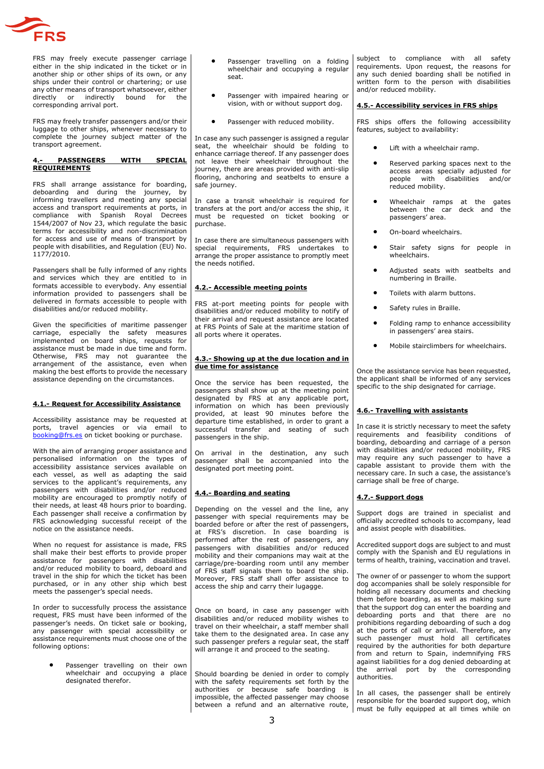FRS may freely execute passenger carriage either in the ship indicated in the ticket or in another ship or other ships of its own, or any ships under their control or chartering; or use any other means of transport whatsoever, either directly or indirectly bound for the corresponding arrival port.

FRS may freely transfer passengers and/or their luggage to other ships, whenever necessary to complete the journey subject matter of the transport agreement.

## 4.- PASSENGERS WITH SPECIAL REQUIREMENTS

FRS shall arrange assistance for boarding, deboarding and during the journey, by informing travellers and meeting any special access and transport requirements at ports, in compliance with Spanish Royal Decrees 1544/2007 of Nov 23, which regulate the basic terms for accessibility and non-discrimination for access and use of means of transport by people with disabilities, and Regulation (EU) No. 1177/2010.

Passengers shall be fully informed of any rights and services which they are entitled to in formats accessible to everybody. Any essential information provided to passengers shall be delivered in formats accessible to people with disabilities and/or reduced mobility.

Given the specificities of maritime passenger carriage, especially the safety measures implemented on board ships, requests for assistance must be made in due time and form. Otherwise, FRS may not guarantee the arrangement of the assistance, even when making the best efforts to provide the necessary assistance depending on the circumstances.

### 4.1.- Request for Accessibility Assistance

Accessibility assistance may be requested at ports, travel agencies or via email to booking@frs.es on ticket booking or purchase.

With the aim of arranging proper assistance and personalised information on the types of accessibility assistance services available on each vessel, as well as adapting the said services to the applicant's requirements, any passengers with disabilities and/or reduced mobility are encouraged to promptly notify of their needs, at least 48 hours prior to boarding. Each passenger shall receive a confirmation by FRS acknowledging successful receipt of the notice on the assistance needs.

When no request for assistance is made, FRS shall make their best efforts to provide proper assistance for passengers with disabilities and/or reduced mobility to board, deboard and travel in the ship for which the ticket has been purchased, or in any other ship which best meets the passenger's special needs.

In order to successfully process the assistance request, FRS must have been informed of the passenger's needs. On ticket sale or booking, any passenger with special accessibility or assistance requirements must choose one of the following options:

- Passenger travelling on their own wheelchair and occupying a place designated therefor.
- Passenger travelling on a folding wheelchair and occupying a regular seat.
- Passenger with impaired hearing or vision, with or without support dog.
- Passenger with reduced mobility.

In case any such passenger is assigned a regular seat, the wheelchair should be folding to enhance carriage thereof. If any passenger does not leave their wheelchair throughout the journey, there are areas provided with anti-slip flooring, anchoring and seatbelts to ensure a safe journey.

In case a transit wheelchair is required for transfers at the port and/or access the ship, it must be requested on ticket booking or purchase.

In case there are simultaneous passengers with special requirements, FRS undertakes to arrange the proper assistance to promptly meet the needs notified.

### 4.2.- Accessible meeting points

FRS at-port meeting points for people with disabilities and/or reduced mobility to notify of their arrival and request assistance are located at FRS Points of Sale at the maritime station of all ports where it operates.

### 4.3.- Showing up at the due location and in due time for assistance

Once the service has been requested, the passengers shall show up at the meeting point designated by FRS at any applicable port, information on which has been previously provided, at least 90 minutes before the departure time established, in order to grant a successful transfer and seating of such passengers in the ship.

On arrival in the destination, any such passenger shall be accompanied into the designated port meeting point.

### 4.4.- Boarding and seating

Depending on the vessel and the line, any passenger with special requirements may be boarded before or after the rest of passengers, at FRS's discretion. In case boarding is performed after the rest of passengers, any passengers with disabilities and/or reduced mobility and their companions may wait at the carriage/pre-boarding room until any member of FRS staff signals them to board the ship. Moreover, FRS staff shall offer assistance to access the ship and carry their lugagge.

Once on board, in case any passenger with disabilities and/or reduced mobility wishes to travel on their wheelchair, a staff member shall take them to the designated area. In case any such passenger prefers a regular seat, the staff will arrange it and proceed to the seating.

Should boarding be denied in order to comply with the safety requirements set forth by the authorities or because safe boarding is impossible, the affected passenger may choose between a refund and an alternative route, subject to compliance with all safety requirements. Upon request, the reasons for any such denied boarding shall be notified in written form to the person with disabilities and/or reduced mobility.

### 4.5.- Accessibility services in FRS ships

FRS ships offers the following accessibility features, subject to availability:

- Lift with a wheelchair ramp.
- Reserved parking spaces next to the access areas specially adjusted for people with disabilities and/or reduced mobility.
- Wheelchair ramps at the gates between the car deck and the passengers' area.
- On-board wheelchairs.
- Stair safety signs for people in wheelchairs.
- Adjusted seats with seatbelts and numbering in Braille.
- Toilets with alarm buttons.
- Safety rules in Braille.
- Folding ramp to enhance accessibility in passengers' area stairs.
- Mobile stairclimbers for wheelchairs.

Once the assistance service has been requested, the applicant shall be informed of any services specific to the ship designated for carriage.

### 4.6.- Travelling with assistants

In case it is strictly necessary to meet the safety requirements and feasibility conditions of boarding, deboarding and carriage of a person with disabilities and/or reduced mobility, FRS may require any such passenger to have a capable assistant to provide them with the necessary care. In such a case, the assistance's carriage shall be free of charge.

### 4.7.- Support dogs

Support dogs are trained in specialist and officially accredited schools to accompany, lead and assist people with disabilities.

Accredited support dogs are subject to and must comply with the Spanish and EU regulations in terms of health, training, vaccination and travel.

The owner of or passenger to whom the support dog accompanies shall be solely responsible for holding all necessary documents and checking them before boarding, as well as making sure that the support dog can enter the boarding and deboarding ports and that there are no prohibitions regarding deboarding of such a dog at the ports of call or arrival. Therefore, any such passenger must hold all certificates required by the authorities for both departure from and return to Spain, indemnifying FRS against liabilities for a dog denied deboarding at the arrival port by the corresponding authorities.

In all cases, the passenger shall be entirely responsible for the boarded support dog, which must be fully equipped at all times while on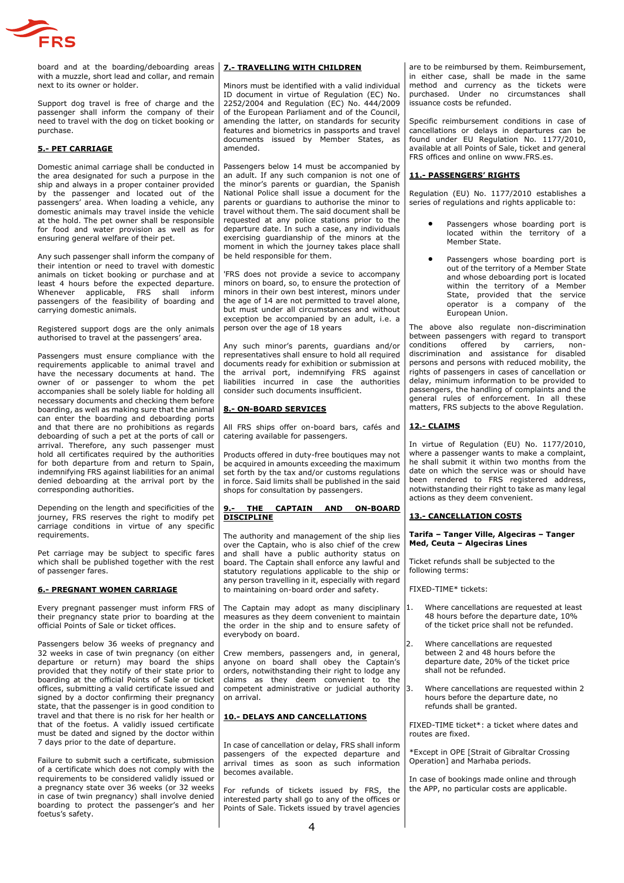board and at the boarding/deboarding areas with a muzzle, short lead and collar, and remain next to its owner or holder.

Support dog travel is free of charge and the passenger shall inform the company of their need to travel with the dog on ticket booking or purchase.

## 5.- PET CARRIAGE

Domestic animal carriage shall be conducted in the area designated for such a purpose in the ship and always in a proper container provided by the passenger and located out of the passengers' area. When loading a vehicle, any domestic animals may travel inside the vehicle at the hold. The pet owner shall be responsible for food and water provision as well as for ensuring general welfare of their pet.

Any such passenger shall inform the company of their intention or need to travel with domestic animals on ticket booking or purchase and at least 4 hours before the expected departure. Whenever applicable, FRS shall inform passengers of the feasibility of boarding and carrying domestic animals.

Registered support dogs are the only animals authorised to travel at the passengers' area.

Passengers must ensure compliance with the requirements applicable to animal travel and have the necessary documents at hand. The owner of or passenger to whom the pet accompanies shall be solely liable for holding all necessary documents and checking them before boarding, as well as making sure that the animal can enter the boarding and deboarding ports and that there are no prohibitions as regards deboarding of such a pet at the ports of call or arrival. Therefore, any such passenger must hold all certificates required by the authorities for both departure from and return to Spain, indemnifying FRS against liabilities for an animal denied deboarding at the arrival port by the corresponding authorities.

Depending on the length and specificities of the journey, FRS reserves the right to modify pet carriage conditions in virtue of any specific requirements.

Pet carriage may be subject to specific fares which shall be published together with the rest of passenger fares.

## 6.- PREGNANT WOMEN CARRIAGE

Every pregnant passenger must inform FRS of their pregnancy state prior to boarding at the official Points of Sale or ticket offices.

Passengers below 36 weeks of pregnancy and 32 weeks in case of twin pregnancy (on either departure or return) may board the ships provided that they notify of their state prior to boarding at the official Points of Sale or ticket offices, submitting a valid certificate issued and signed by a doctor confirming their pregnancy state, that the passenger is in good condition to travel and that there is no risk for her health or that of the foetus. A validly issued certificate must be dated and signed by the doctor within 7 days prior to the date of departure.

Failure to submit such a certificate, submission of a certificate which does not comply with the requirements to be considered validly issued or a pregnancy state over 36 weeks (or 32 weeks in case of twin pregnancy) shall involve denied boarding to protect the passenger's and her foetus's safety.

## 7.- TRAVELLING WITH CHILDREN

Minors must be identified with a valid individual ID document in virtue of Regulation (EC) No. 2252/2004 and Regulation (EC) No. 444/2009 of the European Parliament and of the Council, amending the latter, on standards for security features and biometrics in passports and travel documents issued by Member States, as amended.

Passengers below 14 must be accompanied by an adult. If any such companion is not one of the minor's parents or guardian, the Spanish National Police shall issue a document for the parents or guardians to authorise the minor to travel without them. The said document shall be requested at any police stations prior to the departure date. In such a case, any individuals exercising guardianship of the minors at the moment in which the journey takes place shall be held responsible for them.

'FRS does not provide a sevice to accompany minors on board, so, to ensure the protection of minors in their own best interest, minors under the age of 14 are not permitted to travel alone, but must under all circumstances and without exception be accompanied by an adult, i.e. a person over the age of 18 years

Any such minor's parents, guardians and/or representatives shall ensure to hold all required documents ready for exhibition or submission at the arrival port, indemnifying FRS against liabilities incurred in case the authorities consider such documents insufficient.

## 8.- ON-BOARD SERVICES

All FRS ships offer on-board bars, cafés and catering available for passengers.

Products offered in duty-free boutiques may not be acquired in amounts exceeding the maximum set forth by the tax and/or customs regulations in force. Said limits shall be published in the said shops for consultation by passengers.

## 9.- THE CAPTAIN AND ON-BOARD DISCIPLINE

The authority and management of the ship lies over the Captain, who is also chief of the crew and shall have a public authority status on board. The Captain shall enforce any lawful and statutory regulations applicable to the ship or any person travelling in it, especially with regard to maintaining on-board order and safety.

The Captain may adopt as many disciplinary measures as they deem convenient to maintain the order in the ship and to ensure safety of everybody on board.

Crew members, passengers and, in general, anyone on board shall obey the Captain's orders, notwithstanding their right to lodge any claims as they deem convenient to the competent administrative or judicial authority on arrival.

## 10.- DELAYS AND CANCELLATIONS

In case of cancellation or delay, FRS shall inform passengers of the expected departure and arrival times as soon as such information becomes available.

For refunds of tickets issued by FRS, the interested party shall go to any of the offices or Points of Sale. Tickets issued by travel agencies are to be reimbursed by them. Reimbursement, in either case, shall be made in the same method and currency as the tickets were purchased. Under no circumstances shall issuance costs be refunded.

Specific reimbursement conditions in case of cancellations or delays in departures can be found under EU Regulation No. 1177/2010, available at all Points of Sale, ticket and general FRS offices and online on www.FRS.es.

## 11.- PASSENGERS' RIGHTS

Regulation (EU) No. 1177/2010 establishes a series of regulations and rights applicable to:

- Passengers whose boarding port is located within the territory of a Member State.
- Passengers whose boarding port is out of the territory of a Member State and whose deboarding port is located within the territory of a Member State, provided that the service operator is a company of the European Union.

The above also regulate non-discrimination between passengers with regard to transport conditions offered by carriers, non-discrimination and assistance for disabled persons and persons with reduced mobility, the rights of passengers in cases of cancellation or delay, minimum information to be provided to passengers, the handling of complaints and the general rules of enforcement. In all these matters, FRS subjects to the above Regulation.

## 12.- CLAIMS

In virtue of Regulation (EU) No. 1177/2010, where a passenger wants to make a complaint, he shall submit it within two months from the date on which the service was or should have been rendered to FRS registered address, notwithstanding their right to take as many legal actions as they deem convenient.

## 13.- CANCELLATION COSTS

**Tarifa – Tanger Ville, Algeciras – Tanger Med, Ceuta – Algeciras Lines**

Ticket refunds shall be subjected to the following terms:

FIXED-TIME* tickets:

1. Where cancellations are requested at least 48 hours before the departure date, 10% of the ticket price shall not be refunded.
2. Where cancellations are requested between 2 and 48 hours before the departure date, 20% of the ticket price shall not be refunded.
3. Where cancellations are requested within 2 hours before the departure date, no refunds shall be granted.

FIXED-TIME ticket*: a ticket where dates and routes are fixed.

*Except in OPE [Strait of Gibraltar Crossing Operation] and Marhaba periods.

In case of bookings made online and through the APP, no particular costs are applicable.